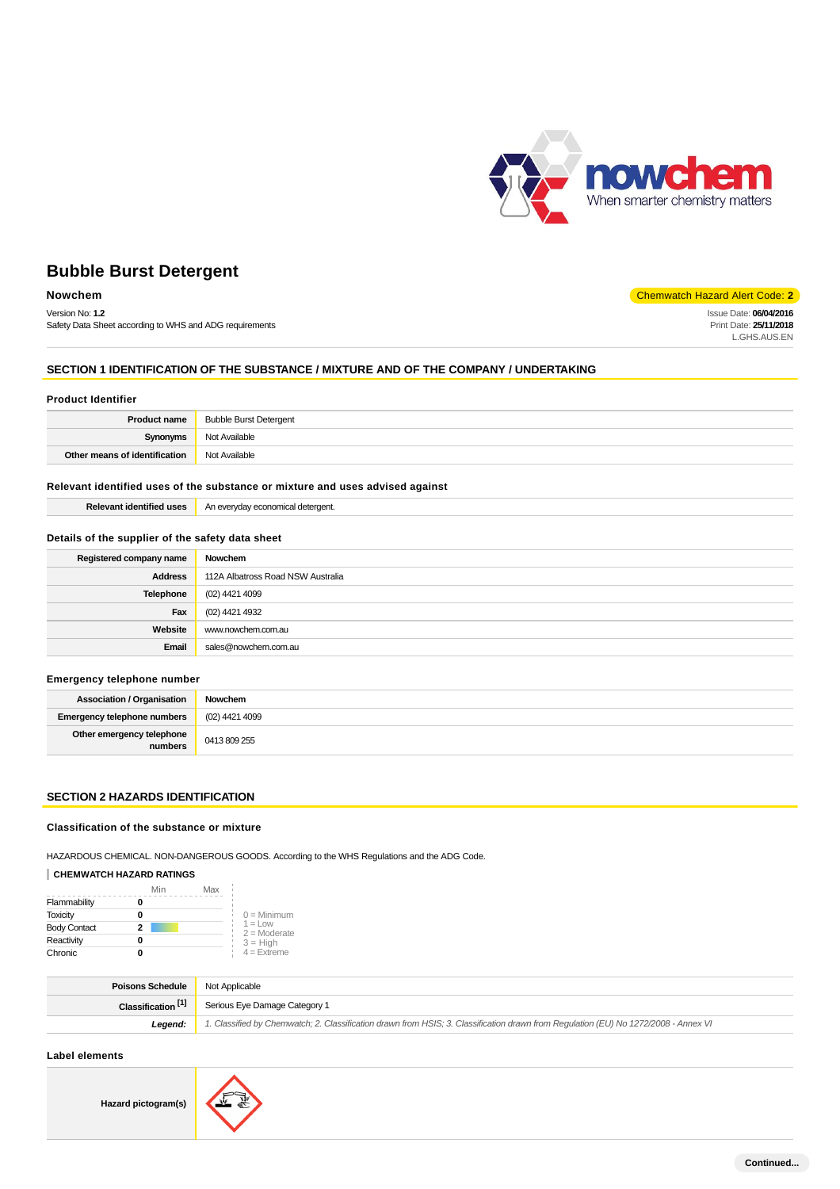# Bubble Burst Detergent

**Nowchem**

Chemwatch Hazard Alert Code: **2**

Version No: **1.2**
Safety Data Sheet according to WHS and ADG requirements

Issue Date: **06/04/2016**
Print Date: **25/11/2018**
L.GHS.AUS.EN

## SECTION 1 IDENTIFICATION OF THE SUBSTANCE / MIXTURE AND OF THE COMPANY / UNDERTAKING

### Product Identifier

| | |
|---|---|
| **Product name** | Bubble Burst Detergent |
| **Synonyms** | Not Available |
| **Other means of identification** | Not Available |

### Relevant identified uses of the substance or mixture and uses advised against

| | |
|---|---|
| **Relevant identified uses** | An everyday economical detergent. |

### Details of the supplier of the safety data sheet

| | |
|---|---|
| **Registered company name** | **Nowchem** |
| **Address** | 112A Albatross Road NSW Australia |
| **Telephone** | (02) 4421 4099 |
| **Fax** | (02) 4421 4932 |
| **Website** | www.nowchem.com.au |
| **Email** | sales@nowchem.com.au |

### Emergency telephone number

| | |
|---|---|
| **Association / Organisation** | **Nowchem** |
| **Emergency telephone numbers** | (02) 4421 4099 |
| **Other emergency telephone numbers** | 0413 809 255 |

## SECTION 2 HAZARDS IDENTIFICATION

### Classification of the substance or mixture

HAZARDOUS CHEMICAL. NON-DANGEROUS GOODS. According to the WHS Regulations and the ADG Code.

**CHEMWATCH HAZARD RATINGS**

| | Min | Max |
|---|---|---|
| Flammability | 0 | |
| Toxicity | 0 | |
| Body Contact | 2 | |
| Reactivity | 0 | |
| Chronic | 0 | |

0 = Minimum
1 = Low
2 = Moderate
3 = High
4 = Extreme

| | |
|---|---|
| **Poisons Schedule** | Not Applicable |
| **Classification [1]** | Serious Eye Damage Category 1 |
| ***Legend:*** | *1. Classified by Chemwatch; 2. Classification drawn from HSIS; 3. Classification drawn from Regulation (EU) No 1272/2008 - Annex VI* |

### Label elements

| | |
|---|---|
| **Hazard pictogram(s)** | |

Continued...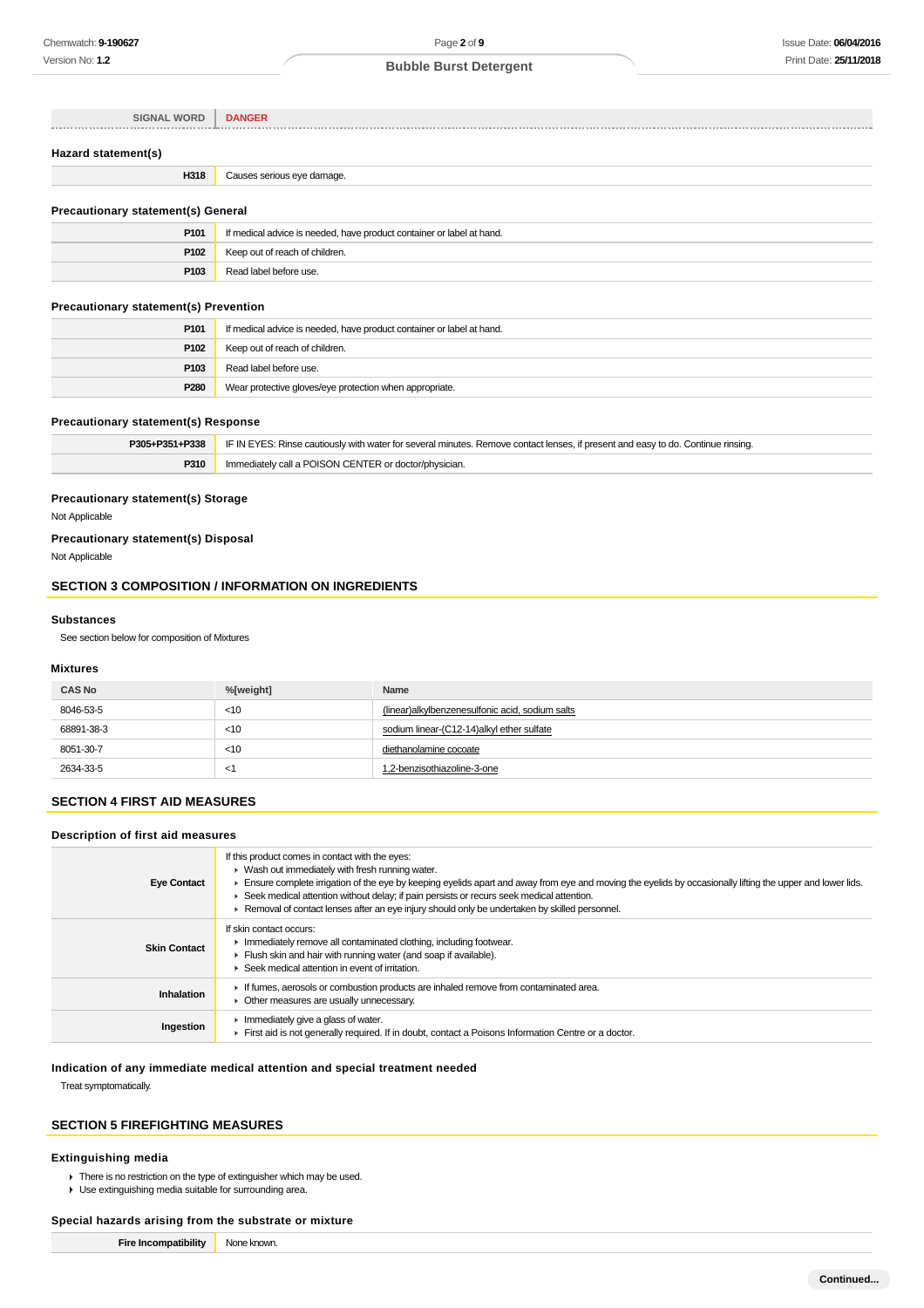| SIGNAL WORD | DANGER |
|---|---|

### Hazard statement(s)

| | |
|---|---|
| H318 | Causes serious eye damage. |

### Precautionary statement(s) General

| | |
|---|---|
| P101 | If medical advice is needed, have product container or label at hand. |
| P102 | Keep out of reach of children. |
| P103 | Read label before use. |

### Precautionary statement(s) Prevention

| | |
|---|---|
| P101 | If medical advice is needed, have product container or label at hand. |
| P102 | Keep out of reach of children. |
| P103 | Read label before use. |
| P280 | Wear protective gloves/eye protection when appropriate. |

### Precautionary statement(s) Response

| | |
|---|---|
| P305+P351+P338 | IF IN EYES: Rinse cautiously with water for several minutes. Remove contact lenses, if present and easy to do. Continue rinsing. |
| P310 | Immediately call a POISON CENTER or doctor/physician. |

### Precautionary statement(s) Storage

Not Applicable

### Precautionary statement(s) Disposal

Not Applicable

## SECTION 3 COMPOSITION / INFORMATION ON INGREDIENTS

### Substances

See section below for composition of Mixtures

### Mixtures

| CAS No | %[weight] | Name |
|---|---|---|
| 8046-53-5 | <10 | (linear)alkylbenzenesulfonic acid, sodium salts |
| 68891-38-3 | <10 | sodium linear-(C12-14)alkyl ether sulfate |
| 8051-30-7 | <10 | diethanolamine cocoate |
| 2634-33-5 | <1 | 1,2-benzisothiazoline-3-one |

## SECTION 4 FIRST AID MEASURES

### Description of first aid measures

| | |
|---|---|
| **Eye Contact** | If this product comes in contact with the eyes:<br>▸ Wash out immediately with fresh running water.<br>▸ Ensure complete irrigation of the eye by keeping eyelids apart and away from eye and moving the eyelids by occasionally lifting the upper and lower lids.<br>▸ Seek medical attention without delay; if pain persists or recurs seek medical attention.<br>▸ Removal of contact lenses after an eye injury should only be undertaken by skilled personnel. |
| **Skin Contact** | If skin contact occurs:<br>▸ Immediately remove all contaminated clothing, including footwear.<br>▸ Flush skin and hair with running water (and soap if available).<br>▸ Seek medical attention in event of irritation. |
| **Inhalation** | ▸ If fumes, aerosols or combustion products are inhaled remove from contaminated area.<br>▸ Other measures are usually unnecessary. |
| **Ingestion** | ▸ Immediately give a glass of water.<br>▸ First aid is not generally required. If in doubt, contact a Poisons Information Centre or a doctor. |

### Indication of any immediate medical attention and special treatment needed

Treat symptomatically.

## SECTION 5 FIREFIGHTING MEASURES

### Extinguishing media

- There is no restriction on the type of extinguisher which may be used.
- Use extinguishing media suitable for surrounding area.

### Special hazards arising from the substrate or mixture

| | |
|---|---|
| **Fire Incompatibility** | None known. |

Continued...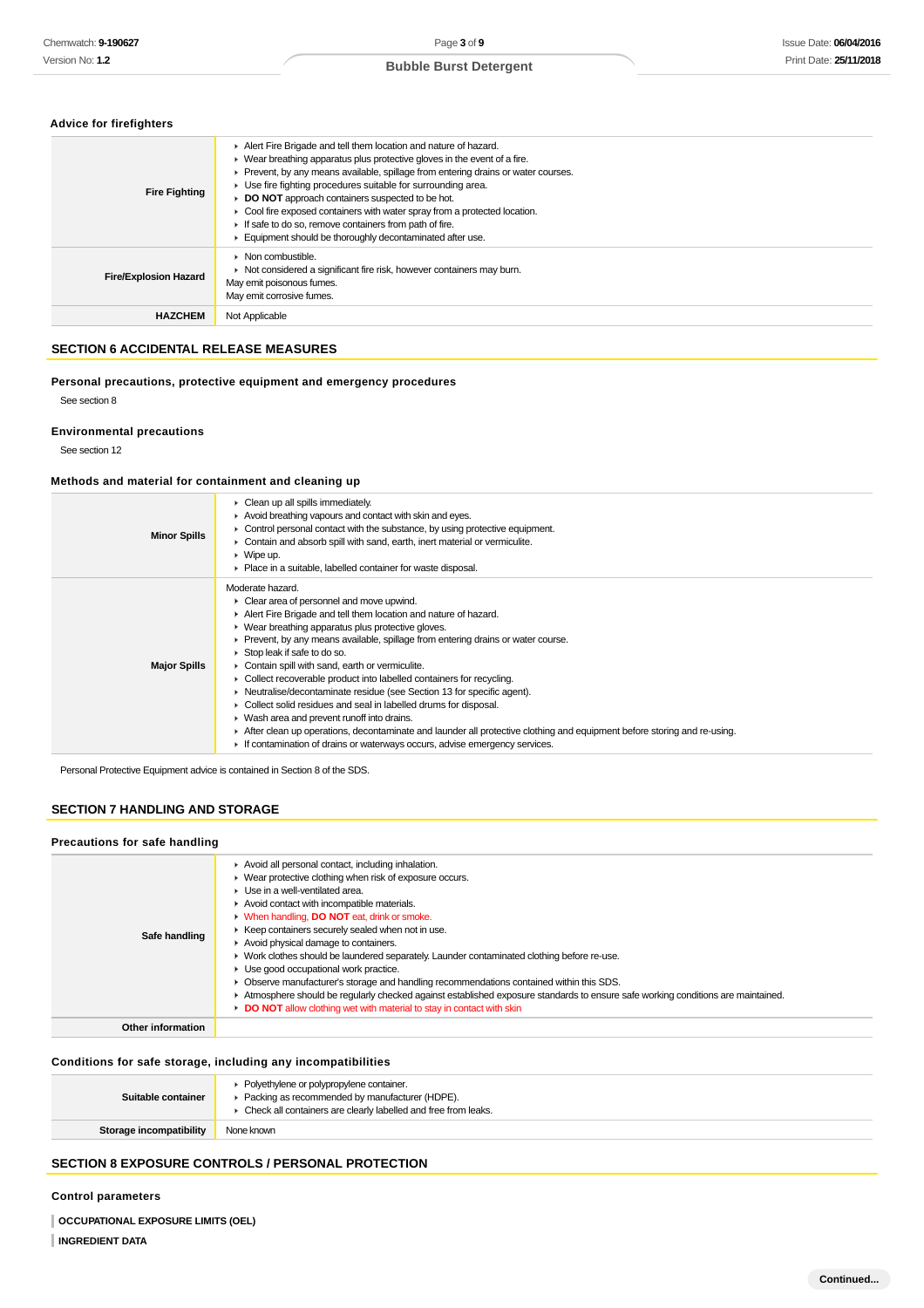### Advice for firefighters

| | |
|---|---|
| **Fire Fighting** | ▸ Alert Fire Brigade and tell them location and nature of hazard.<br>▸ Wear breathing apparatus plus protective gloves in the event of a fire.<br>▸ Prevent, by any means available, spillage from entering drains or water courses.<br>▸ Use fire fighting procedures suitable for surrounding area.<br>▸ **DO NOT** approach containers suspected to be hot.<br>▸ Cool fire exposed containers with water spray from a protected location.<br>▸ If safe to do so, remove containers from path of fire.<br>▸ Equipment should be thoroughly decontaminated after use. |
| **Fire/Explosion Hazard** | ▸ Non combustible.<br>▸ Not considered a significant fire risk, however containers may burn.<br>May emit poisonous fumes.<br>May emit corrosive fumes. |
| **HAZCHEM** | Not Applicable |

## SECTION 6 ACCIDENTAL RELEASE MEASURES

### Personal precautions, protective equipment and emergency procedures

See section 8

### Environmental precautions

See section 12

### Methods and material for containment and cleaning up

| | |
|---|---|
| **Minor Spills** | ▸ Clean up all spills immediately.<br>▸ Avoid breathing vapours and contact with skin and eyes.<br>▸ Control personal contact with the substance, by using protective equipment.<br>▸ Contain and absorb spill with sand, earth, inert material or vermiculite.<br>▸ Wipe up.<br>▸ Place in a suitable, labelled container for waste disposal. |
| **Major Spills** | Moderate hazard.<br>▸ Clear area of personnel and move upwind.<br>▸ Alert Fire Brigade and tell them location and nature of hazard.<br>▸ Wear breathing apparatus plus protective gloves.<br>▸ Prevent, by any means available, spillage from entering drains or water course.<br>▸ Stop leak if safe to do so.<br>▸ Contain spill with sand, earth or vermiculite.<br>▸ Collect recoverable product into labelled containers for recycling.<br>▸ Neutralise/decontaminate residue (see Section 13 for specific agent).<br>▸ Collect solid residues and seal in labelled drums for disposal.<br>▸ Wash area and prevent runoff into drains.<br>▸ After clean up operations, decontaminate and launder all protective clothing and equipment before storing and re-using.<br>▸ If contamination of drains or waterways occurs, advise emergency services. |

Personal Protective Equipment advice is contained in Section 8 of the SDS.

## SECTION 7 HANDLING AND STORAGE

### Precautions for safe handling

| | |
|---|---|
| **Safe handling** | ▸ Avoid all personal contact, including inhalation.<br>▸ Wear protective clothing when risk of exposure occurs.<br>▸ Use in a well-ventilated area.<br>▸ Avoid contact with incompatible materials.<br>▸ When handling, **DO NOT** eat, drink or smoke.<br>▸ Keep containers securely sealed when not in use.<br>▸ Avoid physical damage to containers.<br>▸ Work clothes should be laundered separately. Launder contaminated clothing before re-use.<br>▸ Use good occupational work practice.<br>▸ Observe manufacturer's storage and handling recommendations contained within this SDS.<br>▸ Atmosphere should be regularly checked against established exposure standards to ensure safe working conditions are maintained.<br>▸ **DO NOT** allow clothing wet with material to stay in contact with skin |
| **Other information** | |

### Conditions for safe storage, including any incompatibilities

| | |
|---|---|
| **Suitable container** | ▸ Polyethylene or polypropylene container.<br>▸ Packing as recommended by manufacturer (HDPE).<br>▸ Check all containers are clearly labelled and free from leaks. |
| **Storage incompatibility** | None known |

## SECTION 8 EXPOSURE CONTROLS / PERSONAL PROTECTION

### Control parameters

**OCCUPATIONAL EXPOSURE LIMITS (OEL)**

**INGREDIENT DATA**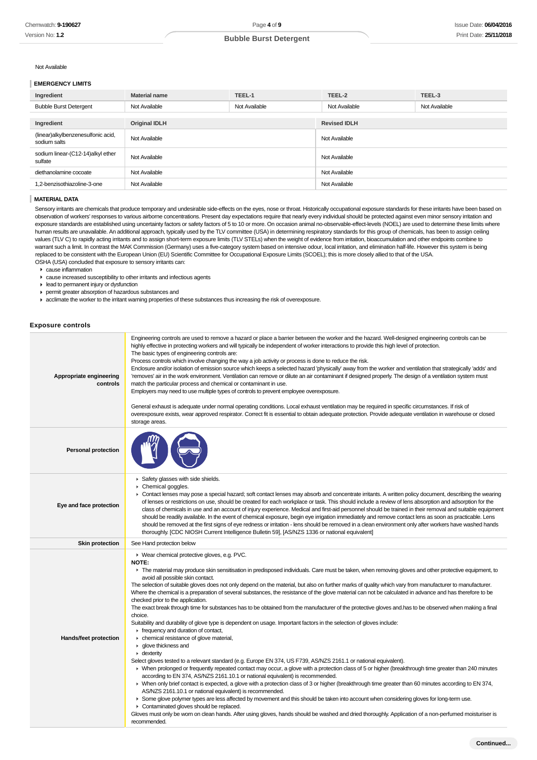Not Available

### EMERGENCY LIMITS

| Ingredient | Material name | TEEL-1 | TEEL-2 | TEEL-3 |
|---|---|---|---|---|
| Bubble Burst Detergent | Not Available | Not Available | Not Available | Not Available |

| Ingredient | Original IDLH | Revised IDLH |
|---|---|---|
| (linear)alkylbenzenesulfonic acid, sodium salts | Not Available | Not Available |
| sodium linear-(C12-14)alkyl ether sulfate | Not Available | Not Available |
| diethanolamine cocoate | Not Available | Not Available |
| 1,2-benzisothiazoline-3-one | Not Available | Not Available |

### MATERIAL DATA

Sensory irritants are chemicals that produce temporary and undesirable side-effects on the eyes, nose or throat. Historically occupational exposure standards for these irritants have been based on observation of workers' responses to various airborne concentrations. Present day expectations require that nearly every individual should be protected against even minor sensory irritation and exposure standards are established using uncertainty factors or safety factors of 5 to 10 or more. On occasion animal no-observable-effect-levels (NOEL) are used to determine these limits where human results are unavailable. An additional approach, typically used by the TLV committee (USA) in determining respiratory standards for this group of chemicals, has been to assign ceiling values (TLV C) to rapidly acting irritants and to assign short-term exposure limits (TLV STELs) when the weight of evidence from irritation, bioaccumulation and other endpoints combine to warrant such a limit. In contrast the MAK Commission (Germany) uses a five-category system based on intensive odour, local irritation, and elimination half-life. However this system is being replaced to be consistent with the European Union (EU) Scientific Committee for Occupational Exposure Limits (SCOEL); this is more closely allied to that of the USA.
OSHA (USA) concluded that exposure to sensory irritants can:

- cause inflammation
- cause increased susceptibility to other irritants and infectious agents
- lead to permanent injury or dysfunction
- permit greater absorption of hazardous substances and
- acclimate the worker to the irritant warning properties of these substances thus increasing the risk of overexposure.

## Exposure controls

| | |
|---|---|
| **Appropriate engineering controls** | Engineering controls are used to remove a hazard or place a barrier between the worker and the hazard. Well-designed engineering controls can be highly effective in protecting workers and will typically be independent of worker interactions to provide this high level of protection.<br>The basic types of engineering controls are:<br>Process controls which involve changing the way a job activity or process is done to reduce the risk.<br>Enclosure and/or isolation of emission source which keeps a selected hazard 'physically' away from the worker and ventilation that strategically 'adds' and 'removes' air in the work environment. Ventilation can remove or dilute an air contaminant if designed properly. The design of a ventilation system must match the particular process and chemical or contaminant in use.<br>Employers may need to use multiple types of controls to prevent employee overexposure.<br><br>General exhaust is adequate under normal operating conditions. Local exhaust ventilation may be required in specific circumstances. If risk of overexposure exists, wear approved respirator. Correct fit is essential to obtain adequate protection. Provide adequate ventilation in warehouse or closed storage areas. |
| **Personal protection** | |
| **Eye and face protection** | - Safety glasses with side shields.<br>- Chemical goggles.<br>- Contact lenses may pose a special hazard; soft contact lenses may absorb and concentrate irritants. A written policy document, describing the wearing of lenses or restrictions on use, should be created for each workplace or task. This should include a review of lens absorption and adsorption for the class of chemicals in use and an account of injury experience. Medical and first-aid personnel should be trained in their removal and suitable equipment should be readily available. In the event of chemical exposure, begin eye irrigation immediately and remove contact lens as soon as practicable. Lens should be removed at the first signs of eye redness or irritation - lens should be removed in a clean environment only after workers have washed hands thoroughly. [CDC NIOSH Current Intelligence Bulletin 59], [AS/NZS 1336 or national equivalent] |
| **Skin protection** | See Hand protection below |
| **Hands/feet protection** | - Wear chemical protective gloves, e.g. PVC.<br>**NOTE:**<br>- The material may produce skin sensitisation in predisposed individuals. Care must be taken, when removing gloves and other protective equipment, to avoid all possible skin contact.<br>The selection of suitable gloves does not only depend on the material, but also on further marks of quality which vary from manufacturer to manufacturer. Where the chemical is a preparation of several substances, the resistance of the glove material can not be calculated in advance and has therefore to be checked prior to the application.<br>The exact break through time for substances has to be obtained from the manufacturer of the protective gloves and.has to be observed when making a final choice.<br>Suitability and durability of glove type is dependent on usage. Important factors in the selection of gloves include:<br>- frequency and duration of contact,<br>- chemical resistance of glove material,<br>- glove thickness and<br>- dexterity<br>Select gloves tested to a relevant standard (e.g. Europe EN 374, US F739, AS/NZS 2161.1 or national equivalent).<br>- When prolonged or frequently repeated contact may occur, a glove with a protection class of 5 or higher (breakthrough time greater than 240 minutes according to EN 374, AS/NZS 2161.10.1 or national equivalent) is recommended.<br>- When only brief contact is expected, a glove with a protection class of 3 or higher (breakthrough time greater than 60 minutes according to EN 374, AS/NZS 2161.10.1 or national equivalent) is recommended.<br>- Some glove polymer types are less affected by movement and this should be taken into account when considering gloves for long-term use.<br>- Contaminated gloves should be replaced.<br>Gloves must only be worn on clean hands. After using gloves, hands should be washed and dried thoroughly. Application of a non-perfumed moisturiser is recommended. |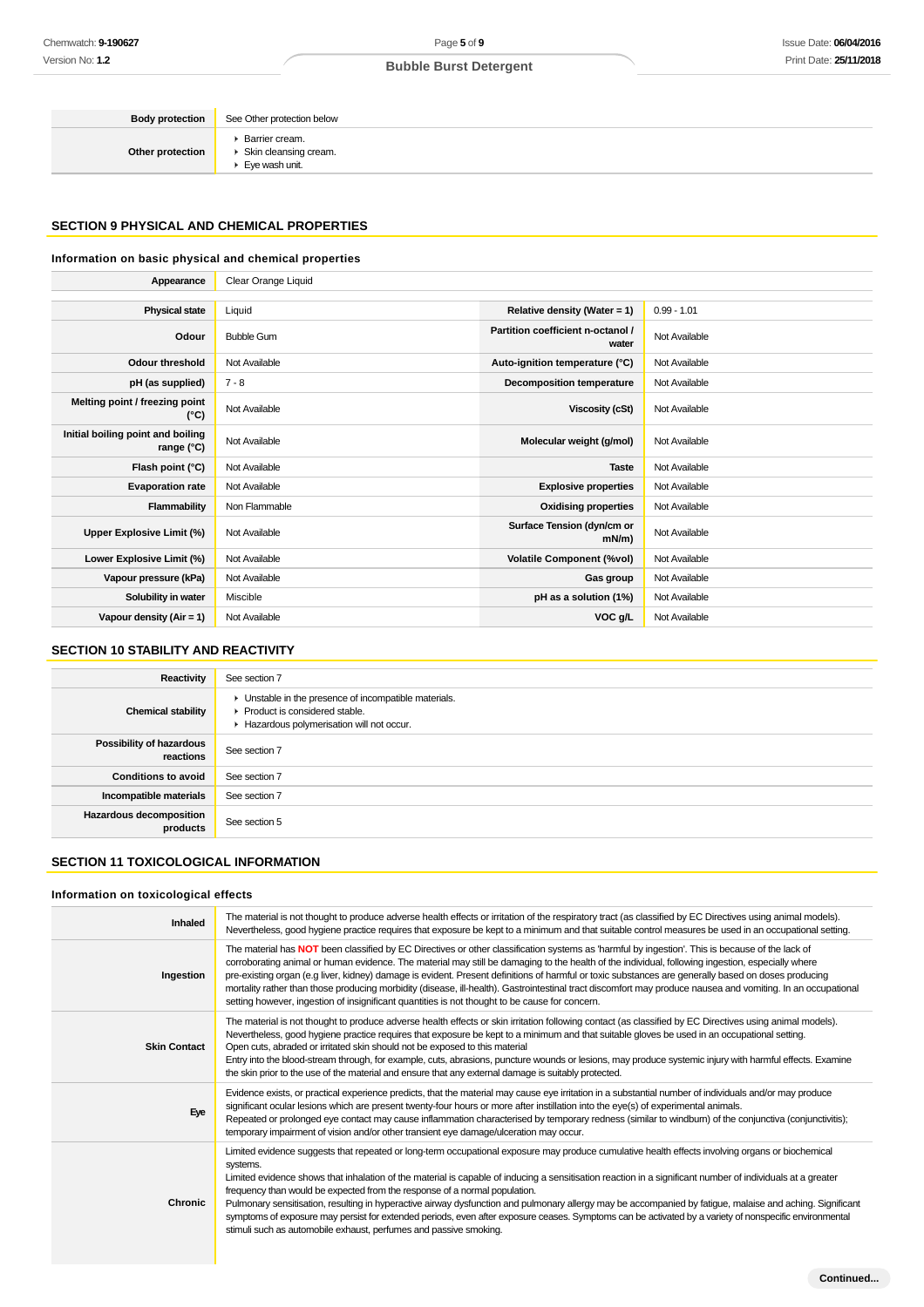| | |
|---|---|
| **Body protection** | See Other protection below |
| **Other protection** | ▸ Barrier cream.<br>▸ Skin cleansing cream.<br>▸ Eye wash unit. |

## SECTION 9 PHYSICAL AND CHEMICAL PROPERTIES

### Information on basic physical and chemical properties

| | |
|---|---|
| **Appearance** | Clear Orange Liquid |

| | | | |
|---|---|---|---|
| **Physical state** | Liquid | **Relative density (Water = 1)** | 0.99 - 1.01 |
| **Odour** | Bubble Gum | **Partition coefficient n-octanol / water** | Not Available |
| **Odour threshold** | Not Available | **Auto-ignition temperature (°C)** | Not Available |
| **pH (as supplied)** | 7 - 8 | **Decomposition temperature** | Not Available |
| **Melting point / freezing point (°C)** | Not Available | **Viscosity (cSt)** | Not Available |
| **Initial boiling point and boiling range (°C)** | Not Available | **Molecular weight (g/mol)** | Not Available |
| **Flash point (°C)** | Not Available | **Taste** | Not Available |
| **Evaporation rate** | Not Available | **Explosive properties** | Not Available |
| **Flammability** | Non Flammable | **Oxidising properties** | Not Available |
| **Upper Explosive Limit (%)** | Not Available | **Surface Tension (dyn/cm or mN/m)** | Not Available |
| **Lower Explosive Limit (%)** | Not Available | **Volatile Component (%vol)** | Not Available |
| **Vapour pressure (kPa)** | Not Available | **Gas group** | Not Available |
| **Solubility in water** | Miscible | **pH as a solution (1%)** | Not Available |
| **Vapour density (Air = 1)** | Not Available | **VOC g/L** | Not Available |

## SECTION 10 STABILITY AND REACTIVITY

| | |
|---|---|
| **Reactivity** | See section 7 |
| **Chemical stability** | ▸ Unstable in the presence of incompatible materials.<br>▸ Product is considered stable.<br>▸ Hazardous polymerisation will not occur. |
| **Possibility of hazardous reactions** | See section 7 |
| **Conditions to avoid** | See section 7 |
| **Incompatible materials** | See section 7 |
| **Hazardous decomposition products** | See section 5 |

## SECTION 11 TOXICOLOGICAL INFORMATION

### Information on toxicological effects

| | |
|---|---|
| **Inhaled** | The material is not thought to produce adverse health effects or irritation of the respiratory tract (as classified by EC Directives using animal models). Nevertheless, good hygiene practice requires that exposure be kept to a minimum and that suitable control measures be used in an occupational setting. |
| **Ingestion** | The material has **NOT** been classified by EC Directives or other classification systems as 'harmful by ingestion'. This is because of the lack of corroborating animal or human evidence. The material may still be damaging to the health of the individual, following ingestion, especially where pre-existing organ (e.g liver, kidney) damage is evident. Present definitions of harmful or toxic substances are generally based on doses producing mortality rather than those producing morbidity (disease, ill-health). Gastrointestinal tract discomfort may produce nausea and vomiting. In an occupational setting however, ingestion of insignificant quantities is not thought to be cause for concern. |
| **Skin Contact** | The material is not thought to produce adverse health effects or skin irritation following contact (as classified by EC Directives using animal models). Nevertheless, good hygiene practice requires that exposure be kept to a minimum and that suitable gloves be used in an occupational setting.<br>Open cuts, abraded or irritated skin should not be exposed to this material<br>Entry into the blood-stream through, for example, cuts, abrasions, puncture wounds or lesions, may produce systemic injury with harmful effects. Examine the skin prior to the use of the material and ensure that any external damage is suitably protected. |
| **Eye** | Evidence exists, or practical experience predicts, that the material may cause eye irritation in a substantial number of individuals and/or may produce significant ocular lesions which are present twenty-four hours or more after instillation into the eye(s) of experimental animals.<br>Repeated or prolonged eye contact may cause inflammation characterised by temporary redness (similar to windburn) of the conjunctiva (conjunctivitis); temporary impairment of vision and/or other transient eye damage/ulceration may occur. |
| **Chronic** | Limited evidence suggests that repeated or long-term occupational exposure may produce cumulative health effects involving organs or biochemical systems.<br>Limited evidence shows that inhalation of the material is capable of inducing a sensitisation reaction in a significant number of individuals at a greater frequency than would be expected from the response of a normal population.<br>Pulmonary sensitisation, resulting in hyperactive airway dysfunction and pulmonary allergy may be accompanied by fatigue, malaise and aching. Significant symptoms of exposure may persist for extended periods, even after exposure ceases. Symptoms can be activated by a variety of nonspecific environmental stimuli such as automobile exhaust, perfumes and passive smoking. |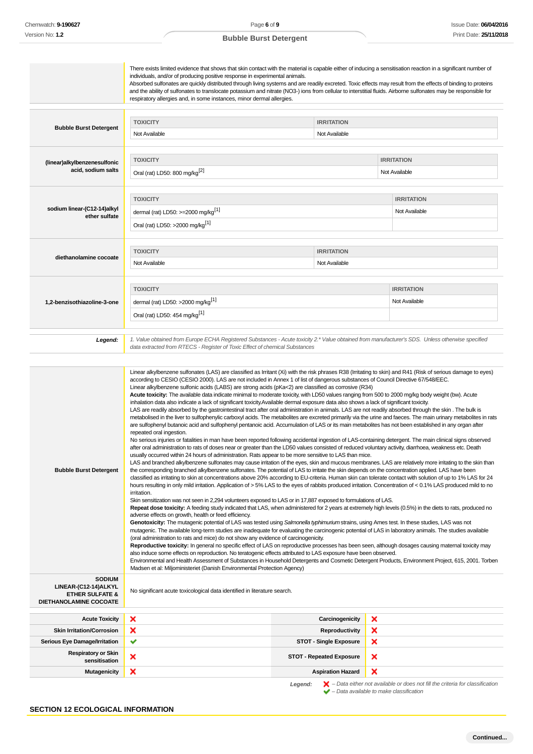|  |  |
|---|---|
|  | There exists limited evidence that shows that skin contact with the material is capable either of inducing a sensitisation reaction in a significant number of individuals, and/or of producing positive response in experimental animals. Absorbed sulfonates are quickly distributed through living systems and are readily excreted. Toxic effects may result from the effects of binding to proteins and the ability of sulfonates to translocate potassium and nitrate (NO3-) ions from cellular to interstitial fluids. Airborne sulfonates may be responsible for respiratory allergies and, in some instances, minor dermal allergies. |

| **Bubble Burst Detergent** | TOXICITY | IRRITATION |
|---|---|---|
|  | Not Available | Not Available |

| **(linear)alkylbenzenesulfonic acid, sodium salts** | TOXICITY | IRRITATION |
|---|---|---|
|  | Oral (rat) LD50: 800 mg/kg[2] | Not Available |

| **sodium linear-(C12-14)alkyl ether sulfate** | TOXICITY | IRRITATION |
|---|---|---|
|  | dermal (rat) LD50: >=2000 mg/kg[1] | Not Available |
|  | Oral (rat) LD50: >2000 mg/kg[1] |  |

| **diethanolamine cocoate** | TOXICITY | IRRITATION |
|---|---|---|
|  | Not Available | Not Available |

| **1,2-benzisothiazoline-3-one** | TOXICITY | IRRITATION |
|---|---|---|
|  | dermal (rat) LD50: >2000 mg/kg[1] | Not Available |
|  | Oral (rat) LD50: 454 mg/kg[1] |  |

***Legend:*** *1. Value obtained from Europe ECHA Registered Substances - Acute toxicity 2.\* Value obtained from manufacturer's SDS. Unless otherwise specified data extracted from RTECS - Register of Toxic Effect of chemical Substances*

**Bubble Burst Detergent**

Linear alkylbenzene sulfonates (LAS) are classified as Irritant (Xi) with the risk phrases R38 (Irritating to skin) and R41 (Risk of serious damage to eyes) according to CESIO (CESIO 2000). LAS are not included in Annex 1 of list of dangerous substances of Council Directive 67/548/EEC.
Linear alkylbenzene sulfonic acids (LABS) are strong acids (pKa<2) are classified as corrosive (R34)
**Acute toxicity:** The available data indicate minimal to moderate toxicity, with LD50 values ranging from 500 to 2000 mg/kg body weight (bw). Acute inhalation data also indicate a lack of significant toxicity.Available dermal exposure data also shows a lack of significant toxicity.
LAS are readily absorbed by the gastrointestinal tract after oral administration in animals. LAS are not readily absorbed through the skin . The bulk is metabolised in the liver to sulfophenylic carboxyl acids. The metabolites are excreted primarily via the urine and faeces. The main urinary metabolites in rats are sulfophenyl butanoic acid and sulfophenyl pentanoic acid. Accumulation of LAS or its main metabolites has not been established in any organ after repeated oral ingestion.
No serious injuries or fatalities in man have been reported following accidental ingestion of LAS-containing detergent. The main clinical signs observed after oral administration to rats of doses near or greater than the LD50 values consisted of reduced voluntary activity, diarrhoea, weakness etc. Death usually occurred within 24 hours of administration. Rats appear to be more sensitive to LAS than mice.
LAS and branched alkylbenzene sulfonates may cause irritation of the eyes, skin and mucous membranes. LAS are relatively more irritating to the skin than the corresponding branched alkylbenzene sulfonates. The potential of LAS to irritate the skin depends on the concentration applied. LAS have been classified as irritating to skin at concentrations above 20% according to EU-criteria. Human skin can tolerate contact with solution of up to 1% LAS for 24 hours resulting in only mild irritation. Application of > 5% LAS to the eyes of rabbits produced irritation. Concentration of < 0.1% LAS produced mild to no irritation.
Skin sensitization was not seen in 2,294 volunteers exposed to LAS or in 17,887 exposed to formulations of LAS.
**Repeat dose toxicity:** A feeding study indicated that LAS, when administered for 2 years at extremely high levels (0.5%) in the diets to rats, produced no adverse effects on growth, health or feed efficiency.
**Genotoxicity:** The mutagenic potential of LAS was tested using *Salmonella typhimurium* strains, using Ames test. In these studies, LAS was not mutagenic. The available long-term studies are inadequate for evaluating the carcinogenic potential of LAS in laboratory animals. The studies available (oral administration to rats and mice) do not show any evidence of carcinogenicity.
**Reproductive toxicity:** In general no specific effect of LAS on reproductive processes has been seen, although dosages causing maternal toxicity may also induce some effects on reproduction. No teratogenic effects attributed to LAS exposure have been observed.
Environmental and Health Assessment of Substances in Household Detergents and Cosmetic Detergent Products, Environment Project, 615, 2001. Torben Madsen et al: Miljoministeriet (Danish Environmental Protection Agency)

**SODIUM LINEAR-(C12-14)ALKYL ETHER SULFATE & DIETHANOLAMINE COCOATE**

No significant acute toxicological data identified in literature search.

| | | | |
|---|---|---|---|
| **Acute Toxicity** | ❌ | **Carcinogenicity** | ❌ |
| **Skin Irritation/Corrosion** | ❌ | **Reproductivity** | ❌ |
| **Serious Eye Damage/Irritation** | ✔ | **STOT - Single Exposure** | ❌ |
| **Respiratory or Skin sensitisation** | ❌ | **STOT - Repeated Exposure** | ❌ |
| **Mutagenicity** | ❌ | **Aspiration Hazard** | ❌ |

***Legend:*** ❌ *– Data either not available or does not fill the criteria for classification*
✔ *– Data available to make classification*

## SECTION 12 ECOLOGICAL INFORMATION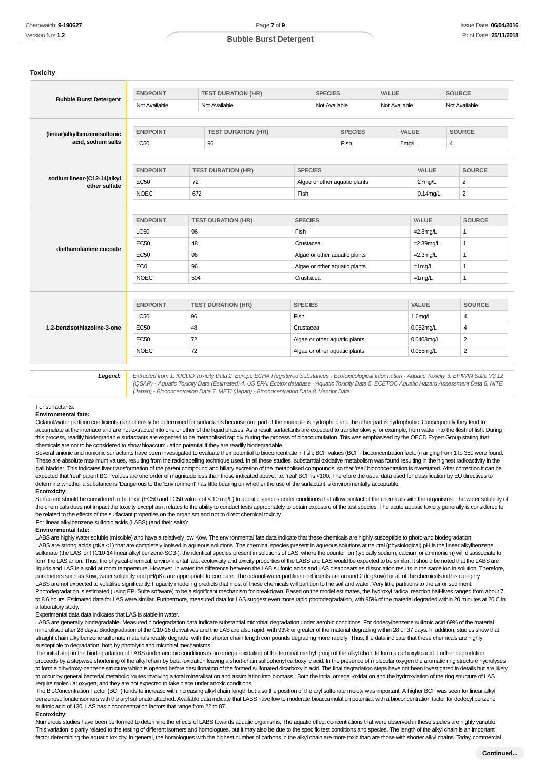## Toxicity

**Bubble Burst Detergent**

| ENDPOINT | TEST DURATION (HR) | SPECIES | VALUE | SOURCE |
|---|---|---|---|---|
| Not Available | Not Available | Not Available | Not Available | Not Available |

**(linear)alkylbenzenesulfonic acid, sodium salts**

| ENDPOINT | TEST DURATION (HR) | SPECIES | VALUE | SOURCE |
|---|---|---|---|---|
| LC50 | 96 | Fish | 5mg/L | 4 |

**sodium linear-(C12-14)alkyl ether sulfate**

| ENDPOINT | TEST DURATION (HR) | SPECIES | VALUE | SOURCE |
|---|---|---|---|---|
| EC50 | 72 | Algae or other aquatic plants | 27mg/L | 2 |
| NOEC | 672 | Fish | 0.14mg/L | 2 |

**diethanolamine cocoate**

| ENDPOINT | TEST DURATION (HR) | SPECIES | VALUE | SOURCE |
|---|---|---|---|---|
| LC50 | 96 | Fish | =2.8mg/L | 1 |
| EC50 | 48 | Crustacea | =2.39mg/L | 1 |
| EC50 | 96 | Algae or other aquatic plants | =2.3mg/L | 1 |
| EC0 | 96 | Algae or other aquatic plants | =1mg/L | 1 |
| NOEC | 504 | Crustacea | =1mg/L | 1 |

**1,2-benzisothiazoline-3-one**

| ENDPOINT | TEST DURATION (HR) | SPECIES | VALUE | SOURCE |
|---|---|---|---|---|
| LC50 | 96 | Fish | 1.6mg/L | 4 |
| EC50 | 48 | Crustacea | 0.062mg/L | 4 |
| EC50 | 72 | Algae or other aquatic plants | 0.0403mg/L | 2 |
| NOEC | 72 | Algae or other aquatic plants | 0.055mg/L | 2 |

**Legend:** *Extracted from 1. IUCLID Toxicity Data 2. Europe ECHA Registered Substances - Ecotoxicological Information - Aquatic Toxicity 3. EPIWIN Suite V3.12 (QSAR) - Aquatic Toxicity Data (Estimated) 4. US EPA, Ecotox database - Aquatic Toxicity Data 5. ECETOC Aquatic Hazard Assessment Data 6. NITE (Japan) - Bioconcentration Data 7. METI (Japan) - Bioconcentration Data 8. Vendor Data*

For surfactants:

**Environmental fate:**

Octanol/water partition coefficients cannot easily be determined for surfactants because one part of the molecule is hydrophilic and the other part is hydrophobic. Consequently they tend to accumulate at the interface and are not extracted into one or other of the liquid phases. As a result surfactants are expected to transfer slowly, for example, from water into the flesh of fish. During this process, readily biodegradable surfactants are expected to be metabolised rapidly during the process of bioaccumulation. This was emphasised by the OECD Expert Group stating that chemicals are not to be considered to show bioaccumulation potential if they are readily biodegradable.

Several anionic and nonionic surfactants have been investigated to evaluate their potential to bioconcentrate in fish. BCF values (BCF - bioconcentration factor) ranging from 1 to 350 were found. These are absolute maximum values, resulting from the radiolabelling technique used. In all these studies, substantial oxidative metabolism was found resulting in the highest radioactivity in the gall bladder. This indicates liver transformation of the parent compound and biliary excretion of the metabolised compounds, so that 'real' bioconcentration is overstated. After correction it can be expected that 'real' parent BCF values are one order of magnitude less than those indicated above, i.e. 'real' BCF is <100. Therefore the usual data used for classification by EU directives to determine whether a substance is 'Dangerous to the Environment' has little bearing on whether the use of the surfactant is environmentally acceptable.

**Ecotoxicity:**

Surfactant should be considered to be toxic (EC50 and LC50 values of < 10 mg/L) to aquatic species under conditions that allow contact of the chemicals with the organisms. The water solubility of the chemicals does not impact the toxicity except as it relates to the ability to conduct tests appropriately to obtain exposure of the test species. The acute aquatic toxicity generally is considered to be related to the effects of the surfactant properties on the organism and not to direct chemical toxicity

For linear alkylbenzene sulfonic acids (LABS) (and their salts):

**Environmental fate:**

LABS are highly water soluble (miscible) and have a relatively low Kow. The environmental fate data indicate that these chemicals are highly susceptible to photo-and biodegradation.

LABS are strong acids (pKa <1) that are completely ionised in aqueous solutions. The chemical species present in aqueous solutions at neutral (physiological) pH is the linear alkylbenzene sulfonate (the LAS ion) (C10-14 linear alkyl benzene-SO3-), the identical species present in solutions of LAS, where the counter ion (typically sodium, calcium or ammonium) will disassociate to form the LAS anion. Thus, the physical-chemical, environmental fate, ecotoxicity and toxicity properties of the LABS and LAS would be expected to be similar. It should be noted that the LABS are liquids and LAS is a solid at room temperature. However, in water the difference between the LAB sulfonic acids and LAS disappears as dissociation results in the same ion in solution. Therefore, parameters such as Kow, water solubility and pH/pKa are appropriate to compare. The octanol-water partition coefficients are around 2 (logKow) for all of the chemicals in this category

LABS are not expected to volatilise significantly. Fugacity modeling predicts that most of these chemicals will partition to the soil and water. Very little partitions to the air or sediment.

Photodegradation is estimated (using EPI Suite software) to be a significant mechanism for breakdown. Based on the model estimates, the hydroxyl radical reaction half-lives ranged from about 7 to 8.6 hours. Estimated data for LAS were similar. Furthermore, measured data for LAS suggest even more rapid photodegradation, with 95% of the material degraded within 20 minutes at 20 C in a laboratory study.

Experimental data data indicates that LAS is stable in water.

LABS are generally biodegradable. Measured biodegradation data indicate substantial microbial degradation under aerobic conditions. For dodecylbenzene sulfonic acid 69% of the material mineralised after 28 days. Biodegradation of the C10-16 derivatives and the LAS are also rapid, with 93% or greater of the material degrading within 28 or 37 days. In addition, studies show that straight chain alkylbenzene sulfonate materials readily degrade, with the shorter chain length compounds degrading more rapidly Thus, the data indicate that these chemicals are highly susceptible to degradation, both by photolytic and microbial mechanisms

The initial step in the biodegradation of LABS under aerobic conditions is an omega -oxidation of the terminal methyl group of the alkyl chain to form a carboxylic acid. Further degradation proceeds by a stepwise shortening of the alkyl chain by beta -oxidation leaving a short-chain sulfophenyl carboxylic acid. In the presence of molecular oxygen the aromatic ring structure hydrolyses to form a dihydroxy-benzene structure which is opened before desulfonation of the formed sulfonated dicarboxylic acid. The final degradation steps have not been investigated in details but are likely to occur by general bacterial metabolic routes involving a total mineralisation and assimilation into biomass . Both the initial omega -oxidation and the hydroxylation of the ring structure of LAS require molecular oxygen, and they are not expected to take place under anoxic conditions.

The BioConcentration Factor (BCF) tends to increase with increasing alkyl chain length but also the position of the aryl sulfonate moiety was important. A higher BCF was seen for linear alkyl benzenesulfonate isomers with the aryl sulfonate attached. Available data indicate that LABS have low to moderate bioaccumulation potential, with a bioconcentration factor for dodecyl benzene sulfonic acid of 130. LAS has bioconcentration factors that range from 22 to 87.

**Ecotoxicity:**

Numerous studies have been performed to determine the effects of LABS towards aquatic organisms. The aquatic effect concentrations that were observed in these studies are highly variable. This variation is partly related to the testing of different isomers and homologues, but it may also be due to the specific test conditions and species. The length of the alkyl chain is an important factor determining the aquatic toxicity. In general, the homologues with the highest number of carbons in the alkyl chain are more toxic than are those with shorter alkyl chains. Today, commercial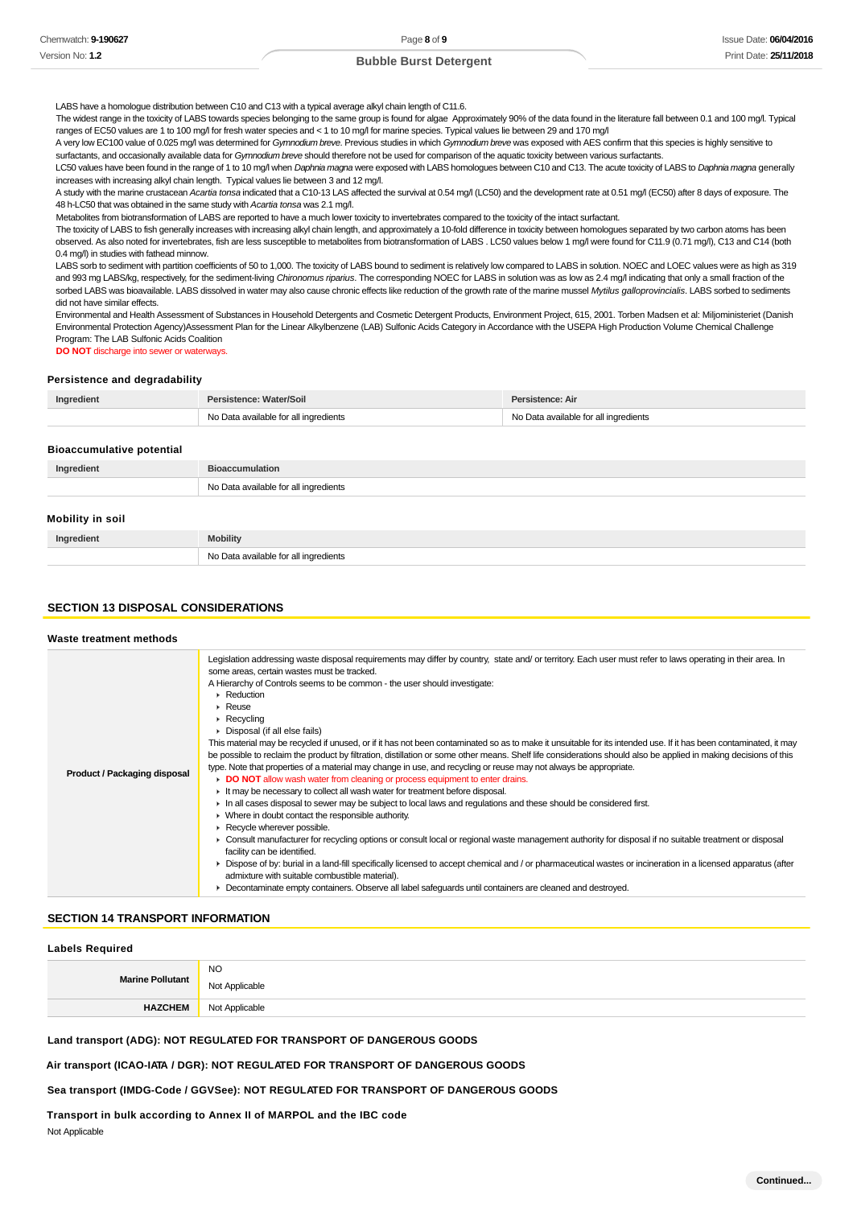LABS have a homologue distribution between C10 and C13 with a typical average alkyl chain length of C11.6.
The widest range in the toxicity of LABS towards species belonging to the same group is found for algae Approximately 90% of the data found in the literature fall between 0.1 and 100 mg/l. Typical ranges of EC50 values are 1 to 100 mg/l for fresh water species and < 1 to 10 mg/l for marine species. Typical values lie between 29 and 170 mg/l
A very low EC100 value of 0.025 mg/l was determined for *Gymnodium breve*. Previous studies in which *Gymnodium breve* was exposed with AES confirm that this species is highly sensitive to surfactants, and occasionally available data for *Gymnodium breve* should therefore not be used for comparison of the aquatic toxicity between various surfactants.
LC50 values have been found in the range of 1 to 10 mg/l when *Daphnia magna* were exposed with LABS homologues between C10 and C13. The acute toxicity of LABS to *Daphnia magna* generally increases with increasing alkyl chain length. Typical values lie between 3 and 12 mg/l.
A study with the marine crustacean *Acartia tonsa* indicated that a C10-13 LAS affected the survival at 0.54 mg/l (LC50) and the development rate at 0.51 mg/l (EC50) after 8 days of exposure. The 48 h-LC50 that was obtained in the same study with *Acartia tonsa* was 2.1 mg/l.
Metabolites from biotransformation of LABS are reported to have a much lower toxicity to invertebrates compared to the toxicity of the intact surfactant.
The toxicity of LABS to fish generally increases with increasing alkyl chain length, and approximately a 10-fold difference in toxicity between homologues separated by two carbon atoms has been observed. As also noted for invertebrates, fish are less susceptible to metabolites from biotransformation of LABS . LC50 values below 1 mg/l were found for C11.9 (0.71 mg/l), C13 and C14 (both 0.4 mg/l) in studies with fathead minnow.
LABS sorb to sediment with partition coefficients of 50 to 1,000. The toxicity of LABS bound to sediment is relatively low compared to LABS in solution. NOEC and LOEC values were as high as 319 and 993 mg LABS/kg, respectively, for the sediment-living *Chironomus riparius*. The corresponding NOEC for LABS in solution was as low as 2.4 mg/l indicating that only a small fraction of the sorbed LABS was bioavailable. LABS dissolved in water may also cause chronic effects like reduction of the growth rate of the marine mussel *Mytilus galloprovincialis*. LABS sorbed to sediments did not have similar effects.
Environmental and Health Assessment of Substances in Household Detergents and Cosmetic Detergent Products, Environment Project, 615, 2001. Torben Madsen et al: Miljoministeriet (Danish Environmental Protection Agency)Assessment Plan for the Linear Alkylbenzene (LAB) Sulfonic Acids Category in Accordance with the USEPA High Production Volume Chemical Challenge Program: The LAB Sulfonic Acids Coalition
**DO NOT** discharge into sewer or waterways.

### Persistence and degradability

| Ingredient | Persistence: Water/Soil | Persistence: Air |
| --- | --- | --- |
| | No Data available for all ingredients | No Data available for all ingredients |

### Bioaccumulative potential

| Ingredient | Bioaccumulation |
| --- | --- |
| | No Data available for all ingredients |

### Mobility in soil

| Ingredient | Mobility |
| --- | --- |
| | No Data available for all ingredients |

## SECTION 13 DISPOSAL CONSIDERATIONS

### Waste treatment methods

| | |
| --- | --- |
| **Product / Packaging disposal** | Legislation addressing waste disposal requirements may differ by country, state and/ or territory. Each user must refer to laws operating in their area. In some areas, certain wastes must be tracked.<br>A Hierarchy of Controls seems to be common - the user should investigate:<br>▸ Reduction<br>▸ Reuse<br>▸ Recycling<br>▸ Disposal (if all else fails)<br>This material may be recycled if unused, or if it has not been contaminated so as to make it unsuitable for its intended use. If it has been contaminated, it may be possible to reclaim the product by filtration, distillation or some other means. Shelf life considerations should also be applied in making decisions of this type. Note that properties of a material may change in use, and recycling or reuse may not always be appropriate.<br>▸ **DO NOT** allow wash water from cleaning or process equipment to enter drains.<br>▸ It may be necessary to collect all wash water for treatment before disposal.<br>▸ In all cases disposal to sewer may be subject to local laws and regulations and these should be considered first.<br>▸ Where in doubt contact the responsible authority.<br>▸ Recycle wherever possible.<br>▸ Consult manufacturer for recycling options or consult local or regional waste management authority for disposal if no suitable treatment or disposal facility can be identified.<br>▸ Dispose of by: burial in a land-fill specifically licensed to accept chemical and / or pharmaceutical wastes or incineration in a licensed apparatus (after admixture with suitable combustible material).<br>▸ Decontaminate empty containers. Observe all label safeguards until containers are cleaned and destroyed. |

## SECTION 14 TRANSPORT INFORMATION

### Labels Required

| | |
| --- | --- |
| **Marine Pollutant** | NO<br>Not Applicable |
| **HAZCHEM** | Not Applicable |

**Land transport (ADG): NOT REGULATED FOR TRANSPORT OF DANGEROUS GOODS**

**Air transport (ICAO-IATA / DGR): NOT REGULATED FOR TRANSPORT OF DANGEROUS GOODS**

**Sea transport (IMDG-Code / GGVSee): NOT REGULATED FOR TRANSPORT OF DANGEROUS GOODS**

**Transport in bulk according to Annex II of MARPOL and the IBC code**

Not Applicable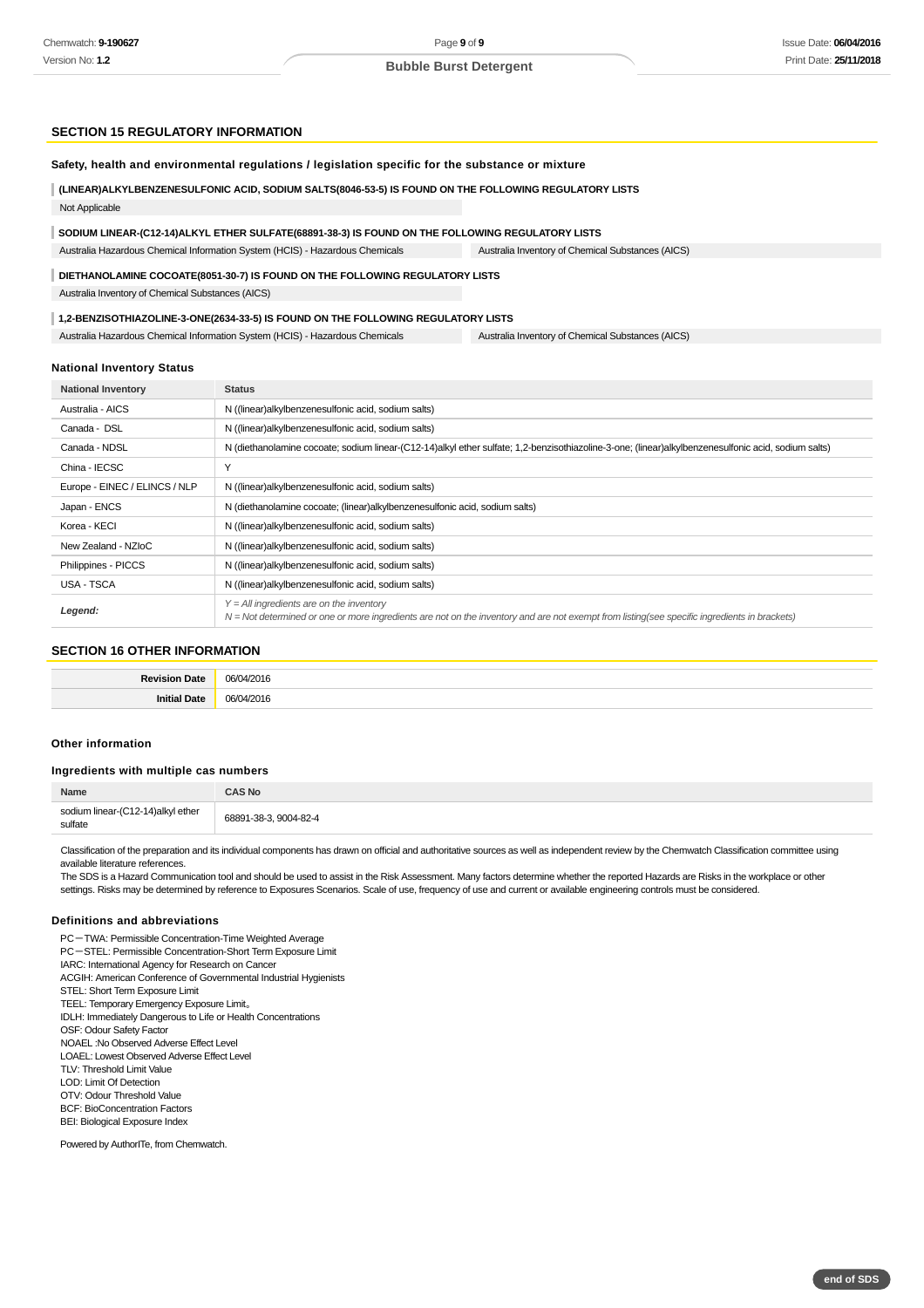## SECTION 15 REGULATORY INFORMATION

**Safety, health and environmental regulations / legislation specific for the substance or mixture**

**(LINEAR)ALKYLBENZENESULFONIC ACID, SODIUM SALTS(8046-53-5) IS FOUND ON THE FOLLOWING REGULATORY LISTS**

Not Applicable

**SODIUM LINEAR-(C12-14)ALKYL ETHER SULFATE(68891-38-3) IS FOUND ON THE FOLLOWING REGULATORY LISTS**

| | |
|---|---|
| Australia Hazardous Chemical Information System (HCIS) - Hazardous Chemicals | Australia Inventory of Chemical Substances (AICS) |

**DIETHANOLAMINE COCOATE(8051-30-7) IS FOUND ON THE FOLLOWING REGULATORY LISTS**

Australia Inventory of Chemical Substances (AICS)

**1,2-BENZISOTHIAZOLINE-3-ONE(2634-33-5) IS FOUND ON THE FOLLOWING REGULATORY LISTS**

| | |
|---|---|
| Australia Hazardous Chemical Information System (HCIS) - Hazardous Chemicals | Australia Inventory of Chemical Substances (AICS) |

### National Inventory Status

| National Inventory | Status |
|---|---|
| Australia - AICS | N ((linear)alkylbenzenesulfonic acid, sodium salts) |
| Canada - DSL | N ((linear)alkylbenzenesulfonic acid, sodium salts) |
| Canada - NDSL | N (diethanolamine cocoate; sodium linear-(C12-14)alkyl ether sulfate; 1,2-benzisothiazoline-3-one; (linear)alkylbenzenesulfonic acid, sodium salts) |
| China - IECSC | Y |
| Europe - EINEC / ELINCS / NLP | N ((linear)alkylbenzenesulfonic acid, sodium salts) |
| Japan - ENCS | N (diethanolamine cocoate; (linear)alkylbenzenesulfonic acid, sodium salts) |
| Korea - KECI | N ((linear)alkylbenzenesulfonic acid, sodium salts) |
| New Zealand - NZIoC | N ((linear)alkylbenzenesulfonic acid, sodium salts) |
| Philippines - PICCS | N ((linear)alkylbenzenesulfonic acid, sodium salts) |
| USA - TSCA | N ((linear)alkylbenzenesulfonic acid, sodium salts) |
| ***Legend:*** | *Y = All ingredients are on the inventory*<br>*N = Not determined or one or more ingredients are not on the inventory and are not exempt from listing(see specific ingredients in brackets)* |

## SECTION 16 OTHER INFORMATION

| | |
|---|---|
| **Revision Date** | 06/04/2016 |
| **Initial Date** | 06/04/2016 |

### Other information

### Ingredients with multiple cas numbers

| Name | CAS No |
|---|---|
| sodium linear-(C12-14)alkyl ether sulfate | 68891-38-3, 9004-82-4 |

Classification of the preparation and its individual components has drawn on official and authoritative sources as well as independent review by the Chemwatch Classification committee using available literature references.

The SDS is a Hazard Communication tool and should be used to assist in the Risk Assessment. Many factors determine whether the reported Hazards are Risks in the workplace or other settings. Risks may be determined by reference to Exposures Scenarios. Scale of use, frequency of use and current or available engineering controls must be considered.

### Definitions and abbreviations

PC－TWA: Permissible Concentration-Time Weighted Average
PC－STEL: Permissible Concentration-Short Term Exposure Limit
IARC: International Agency for Research on Cancer
ACGIH: American Conference of Governmental Industrial Hygienists
STEL: Short Term Exposure Limit
TEEL: Temporary Emergency Exposure Limit。
IDLH: Immediately Dangerous to Life or Health Concentrations
OSF: Odour Safety Factor
NOAEL :No Observed Adverse Effect Level
LOAEL: Lowest Observed Adverse Effect Level
TLV: Threshold Limit Value
LOD: Limit Of Detection
OTV: Odour Threshold Value
BCF: BioConcentration Factors
BEI: Biological Exposure Index

Powered by AuthorITe, from Chemwatch.

end of SDS